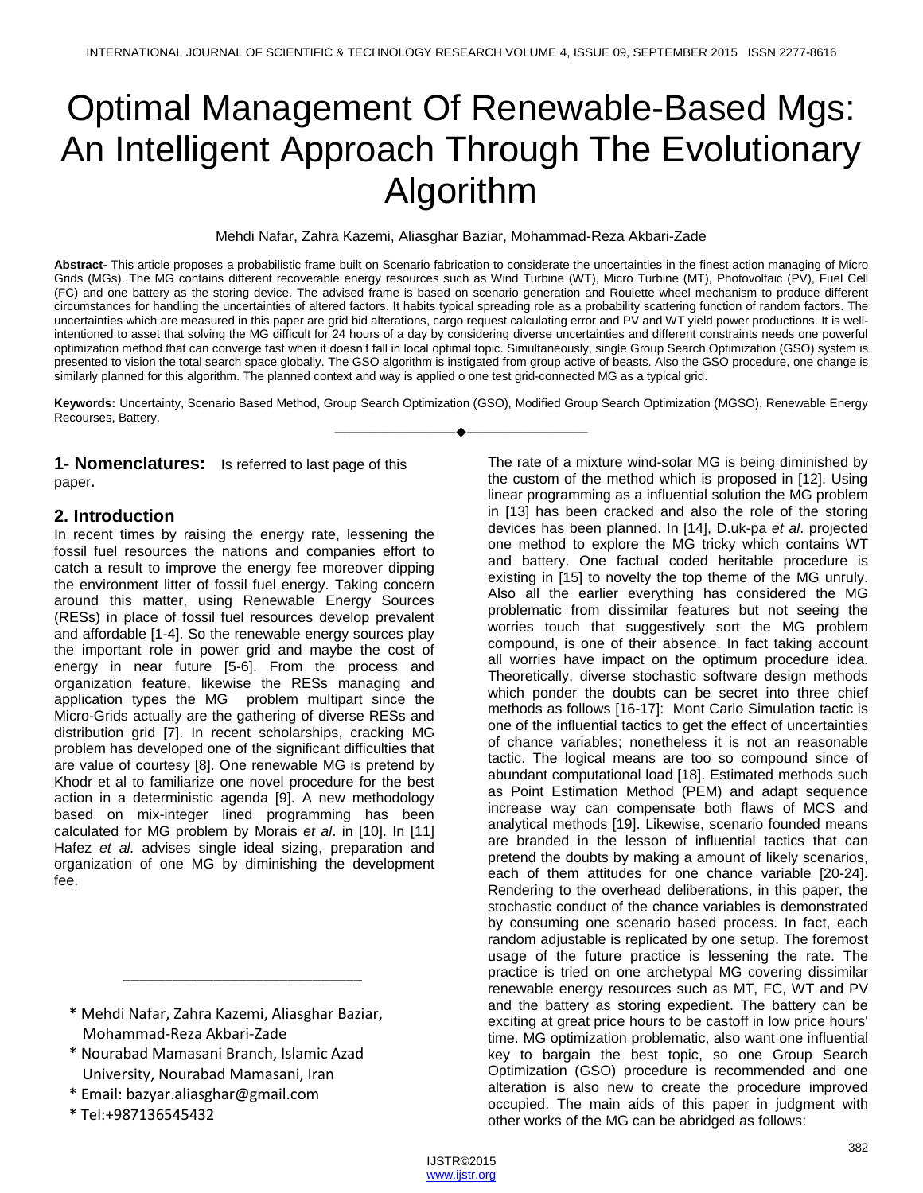# Optimal Management Of Renewable-Based Mgs: An Intelligent Approach Through The Evolutionary Algorithm

Mehdi Nafar, Zahra Kazemi, Aliasghar Baziar, Mohammad-Reza Akbari-Zade

**Abstract-** This article proposes a probabilistic frame built on Scenario fabrication to considerate the uncertainties in the finest action managing of Micro Grids (MGs). The MG contains different recoverable energy resources such as Wind Turbine (WT), Micro Turbine (MT), Photovoltaic (PV), Fuel Cell (FC) and one battery as the storing device. The advised frame is based on scenario generation and Roulette wheel mechanism to produce different circumstances for handling the uncertainties of altered factors. It habits typical spreading role as a probability scattering function of random factors. The uncertainties which are measured in this paper are grid bid alterations, cargo request calculating error and PV and WT yield power productions. It is well-intentioned to asset that solving the MG difficult for 24 hours of a day by considering diverse uncertainties and different constraints needs one powerful optimization method that can converge fast when it doesn't fall in local optimal topic. Simultaneously, single Group Search Optimization (GSO) system is presented to vision the total search space globally. The GSO algorithm is instigated from group active of beasts. Also the GSO procedure, one change is similarly planned for this algorithm. The planned context and way is applied o one test grid-connected MG as a typical grid.

**Keywords:** Uncertainty, Scenario Based Method, Group Search Optimization (GSO), Modified Group Search Optimization (MGSO), Renewable Energy Recourses, Battery.

---

## 1- Nomenclatures:

Is referred to last page of this paper**.**

## 2. Introduction

In recent times by raising the energy rate, lessening the fossil fuel resources the nations and companies effort to catch a result to improve the energy fee moreover dipping the environment litter of fossil fuel energy. Taking concern around this matter, using Renewable Energy Sources (RESs) in place of fossil fuel resources develop prevalent and affordable [1-4]. So the renewable energy sources play the important role in power grid and maybe the cost of energy in near future [5-6]. From the process and organization feature, likewise the RESs managing and application types the MG problem multipart since the Micro-Grids actually are the gathering of diverse RESs and distribution grid [7]. In recent scholarships, cracking MG problem has developed one of the significant difficulties that are value of courtesy [8]. One renewable MG is pretend by Khodr et al to familiarize one novel procedure for the best action in a deterministic agenda [9]. A new methodology based on mix-integer lined programming has been calculated for MG problem by Morais *et al*. in [10]. In [11] Hafez *et al.* advises single ideal sizing, preparation and organization of one MG by diminishing the development fee.

The rate of a mixture wind-solar MG is being diminished by the custom of the method which is proposed in [12]. Using linear programming as a influential solution the MG problem in [13] has been cracked and also the role of the storing devices has been planned. In [14], D.uk-pa *et al*. projected one method to explore the MG tricky which contains WT and battery. One factual coded heritable procedure is existing in [15] to novelty the top theme of the MG unruly. Also all the earlier everything has considered the MG problematic from dissimilar features but not seeing the worries touch that suggestively sort the MG problem compound, is one of their absence. In fact taking account all worries have impact on the optimum procedure idea. Theoretically, diverse stochastic software design methods which ponder the doubts can be secret into three chief methods as follows [16-17]: Mont Carlo Simulation tactic is one of the influential tactics to get the effect of uncertainties of chance variables; nonetheless it is not an reasonable tactic. The logical means are too so compound since of abundant computational load [18]. Estimated methods such as Point Estimation Method (PEM) and adapt sequence increase way can compensate both flaws of MCS and analytical methods [19]. Likewise, scenario founded means are branded in the lesson of influential tactics that can pretend the doubts by making a amount of likely scenarios, each of them attitudes for one chance variable [20-24]. Rendering to the overhead deliberations, in this paper, the stochastic conduct of the chance variables is demonstrated by consuming one scenario based process. In fact, each random adjustable is replicated by one setup. The foremost usage of the future practice is lessening the rate. The practice is tried on one archetypal MG covering dissimilar renewable energy resources such as MT, FC, WT and PV and the battery as storing expedient. The battery can be exciting at great price hours to be castoff in low price hours' time. MG optimization problematic, also want one influential key to bargain the best topic, so one Group Search Optimization (GSO) procedure is recommended and one alteration is also new to create the procedure improved occupied. The main aids of this paper in judgment with other works of the MG can be abridged as follows:

---

* Mehdi Nafar, Zahra Kazemi, Aliasghar Baziar, Mohammad-Reza Akbari-Zade
* Nourabad Mamasani Branch, Islamic Azad University, Nourabad Mamasani, Iran
* Email: bazyar.aliasghar@gmail.com
* Tel:+987136545432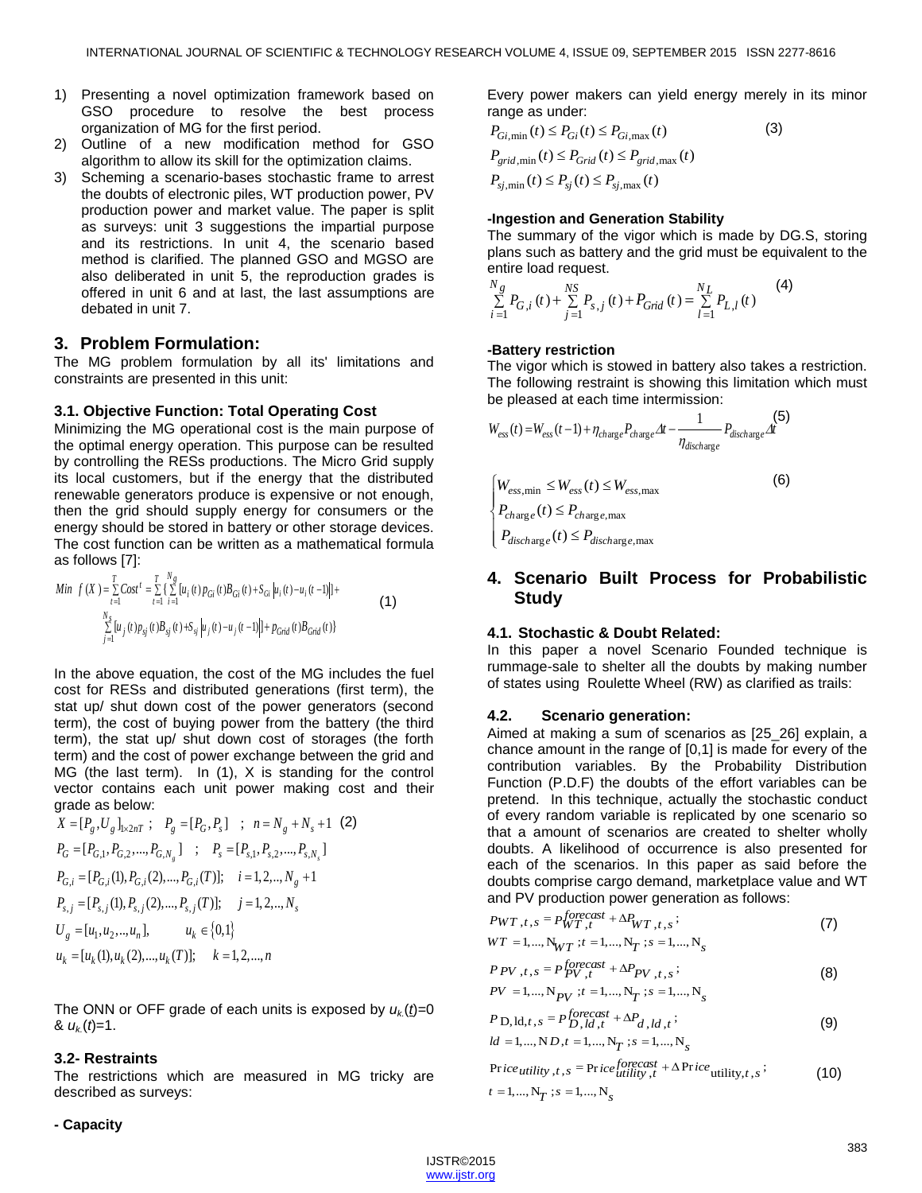1) Presenting a novel optimization framework based on GSO procedure to resolve the best process organization of MG for the first period.
2) Outline of a new modification method for GSO algorithm to allow its skill for the optimization claims.
3) Scheming a scenario-bases stochastic frame to arrest the doubts of electronic piles, WT production power, PV production power and market value. The paper is split as surveys: unit 3 suggestions the impartial purpose and its restrictions. In unit 4, the scenario based method is clarified. The planned GSO and MGSO are also deliberated in unit 5, the reproduction grades is offered in unit 6 and at last, the last assumptions are debated in unit 7.

## 3. Problem Formulation:

The MG problem formulation by all its' limitations and constraints are presented in this unit:

### 3.1. Objective Function: Total Operating Cost

Minimizing the MG operational cost is the main purpose of the optimal energy operation. This purpose can be resulted by controlling the RESs productions. The Micro Grid supply its local customers, but if the energy that the distributed renewable generators produce is expensive or not enough, then the grid should supply energy for consumers or the energy should be stored in battery or other storage devices. The cost function can be written as a mathematical formula as follows [7]:

$$Min\ f(X) = \sum_{t=1}^{T} Cost^t = \sum_{t=1}^{T} \{ \sum_{i=1}^{N_g} [u_i(t) p_{Gi}(t) B_{Gi}(t) + S_{Gi} |u_i(t) - u_i(t-1)|] + \sum_{j=1}^{N_s} [u_j(t) p_{sj}(t) B_{sj}(t) + S_{sj} |u_j(t) - u_j(t-1)|] + p_{Grid}(t) B_{Grid}(t) \} \quad (1)$$

In the above equation, the cost of the MG includes the fuel cost for RESs and distributed generations (first term), the stat up/ shut down cost of the power generators (second term), the cost of buying power from the battery (the third term), the stat up/ shut down cost of storages (the forth term) and the cost of power exchange between the grid and MG (the last term). In (1), X is standing for the control vector contains each unit power making cost and their grade as below:

$$X = [P_g, U_g]_{1\times 2nT}\ ; \quad P_g = [P_G, P_s] \quad ; \quad n = N_g + N_s + 1 \quad (2)$$

$$P_G = [P_{G,1}, P_{G,2}, ..., P_{G,N_g}] \quad ; \quad P_s = [P_{s,1}, P_{s,2}, ..., P_{s,N_s}]$$

$$P_{G,i} = [P_{G,i}(1), P_{G,i}(2), ..., P_{G,i}(T)]; \quad i = 1, 2, .., N_g + 1$$

$$P_{s,j} = [P_{s,j}(1), P_{s,j}(2), ..., P_{s,j}(T)]; \quad j = 1, 2, .., N_s$$

$$U_g = [u_1, u_2, .., u_n], \qquad u_k \in \{0, 1\}$$

$$u_k = [u_k(1), u_k(2), ..., u_k(T)]; \quad k = 1, 2, ..., n$$

The ONN or OFF grade of each units is exposed by $u_{k.}(t)=0$ & $u_{k.}(t)=1$.

### 3.2- Restraints

The restrictions which are measured in MG tricky are described as surveys:

**- Capacity**

Every power makers can yield energy merely in its minor range as under:

$$P_{Gi,\min}(t) \le P_{Gi}(t) \le P_{Gi,\max}(t) \quad (3)$$

$$P_{grid,\min}(t) \le P_{Grid}(t) \le P_{grid,\max}(t)$$

$$P_{sj,\min}(t) \le P_{sj}(t) \le P_{sj,\max}(t)$$

**-Ingestion and Generation Stability**

The summary of the vigor which is made by DG.S, storing plans such as battery and the grid must be equivalent to the entire load request.

$$\sum_{i=1}^{N_g} P_{G,i}(t) + \sum_{j=1}^{NS} P_{s,j}(t) + P_{Grid}(t) = \sum_{l=1}^{N_L} P_{L,l}(t) \quad (4)$$

**-Battery restriction**

The vigor which is stowed in battery also takes a restriction. The following restraint is showing this limitation which must be pleased at each time intermission:

$$W_{ess}(t) = W_{ess}(t-1) + \eta_{charge} P_{charge} \Delta t - \frac{1}{\eta_{discharge}} P_{discharge} \Delta t \quad (5)$$

$$\begin{cases} W_{ess,\min} \le W_{ess}(t) \le W_{ess,\max} \\ P_{charge}(t) \le P_{charge,\max} \\ P_{discharge}(t) \le P_{discharge,\max} \end{cases} \quad (6)$$

## 4. Scenario Built Process for Probabilistic Study

### 4.1. Stochastic & Doubt Related:

In this paper a novel Scenario Founded technique is rummage-sale to shelter all the doubts by making number of states using Roulette Wheel (RW) as clarified as trails:

### 4.2. Scenario generation:

Aimed at making a sum of scenarios as [25_26] explain, a chance amount in the range of [0,1] is made for every of the contribution variables. By the Probability Distribution Function (P.D.F) the doubts of the effort variables can be pretend. In this technique, actually the stochastic conduct of every random variable is replicated by one scenario so that a amount of scenarios are created to shelter wholly doubts. A likelihood of occurrence is also presented for each of the scenarios. In this paper as said before the doubts comprise cargo demand, marketplace value and WT and PV production power generation as follows:

$$P_{WT,t,s} = P_{WT,t}^{forecast} + \Delta P_{WT,t,s}\ ; \quad (7)$$
$$WT = 1, ..., N_{WT}\ ; t = 1, ..., N_T\ ; s = 1, ..., N_S$$

$$P_{PV,t,s} = P_{PV,t}^{forecast} + \Delta P_{PV,t,s}\ ; \quad (8)$$
$$PV = 1, ..., N_{PV}\ ; t = 1, ..., N_T\ ; s = 1, ..., N_S$$

$$P_{D,ld,t,s} = P_{D,ld,t}^{forecast} + \Delta P_{d,ld,t}\ ; \quad (9)$$
$$ld = 1, ..., ND, t = 1, ..., N_T\ ; s = 1, ..., N_S$$

$$Price_{utility,t,s} = Price_{utility,t}^{forecast} + \Delta Price_{utility,t,s}\ ; \quad (10)$$
$$t = 1, ..., N_T\ ; s = 1, ..., N_S$$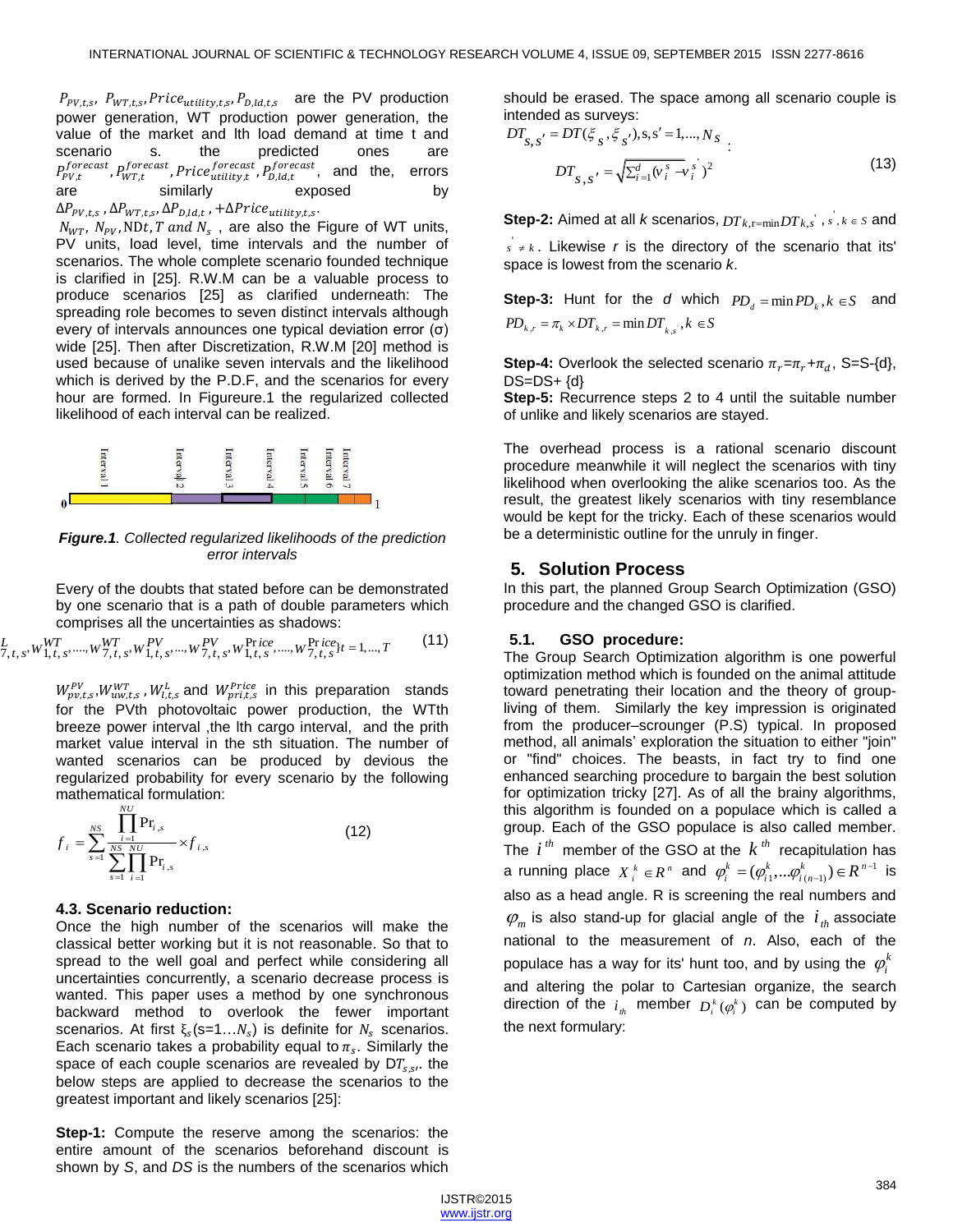$P_{PV,t,s}$, $P_{WT,t,s}$, $Price_{utility,t,s}$, $P_{D,ld,t,s}$ are the PV production power generation, WT production power generation, the value of the market and lth load demand at time t and scenario s. the predicted ones are $P_{PV,t}^{forecast}$, $P_{WT,t}^{forecast}$, $Price_{utility,t}^{forecast}$, $P_{D,ld,t}^{forecast}$, and the, errors are similarly exposed by $\Delta P_{PV,t,s}$, $\Delta P_{WT,t,s}$, $\Delta P_{D,ld,t}$, $+\Delta Price_{utility,t,s}$. $N_{WT}$, $N_{PV}$, ND$t$, $T$ and $N_s$, are also the Figure of WT units, PV units, load level, time intervals and the number of scenarios. The whole complete scenario founded technique is clarified in [25]. R.W.M can be a valuable process to produce scenarios [25] as clarified underneath: The spreading role becomes to seven distinct intervals although every of intervals announces one typical deviation error (σ) wide [25]. Then after Discretization, R.W.M [20] method is used because of unalike seven intervals and the likelihood which is derived by the P.D.F, and the scenarios for every hour are formed. In Figureure.1 the regularized collected likelihood of each interval can be realized.

*Figure.1. Collected regularized likelihoods of the prediction error intervals*

Every of the doubts that stated before can be demonstrated by one scenario that is a path of double parameters which comprises all the uncertainties as shadows:

$$\{W_{1,t,s}^{L},...,W_{7,t,s}^{L},W_{1,t,s}^{WT},...,W_{7,t,s}^{WT},W_{1,t,s}^{PV},...,W_{7,t,s}^{PV},W_{1,t,s}^{Price},...,W_{7,t,s}^{Price}\}\ t=1,...,T \tag{11}$$

$W_{pv,t,s}^{PV}$, $W_{uw,t,s}^{WT}$, $W_{l,t,s}^{L}$ and $W_{pri,t,s}^{Price}$ in this preparation stands for the PVth photovoltaic power production, the WTth breeze power interval ,the lth cargo interval, and the prith market value interval in the sth situation. The number of wanted scenarios can be produced by devious the regularized probability for every scenario by the following mathematical formulation:

$$f_i = \sum_{s=1}^{NS} \frac{\prod_{i=1}^{NU} \Pr_{i,s}}{\sum_{s=1}^{NS}\prod_{i=1}^{NU} \Pr_{i,s}} \times f_{i,s} \tag{12}$$

### 4.3. Scenario reduction:

Once the high number of the scenarios will make the classical better working but it is not reasonable. So that to spread to the well goal and perfect while considering all uncertainties concurrently, a scenario decrease process is wanted. This paper uses a method by one synchronous backward method to overlook the fewer important scenarios. At first $\xi_s$(s=1...$N_s$) is definite for $N_s$ scenarios. Each scenario takes a probability equal to $\pi_s$. Similarly the space of each couple scenarios are revealed by D$T_{s,s'}$. the below steps are applied to decrease the scenarios to the greatest important and likely scenarios [25]:

**Step-1:** Compute the reserve among the scenarios: the entire amount of the scenarios beforehand discount is shown by *S*, and *DS* is the numbers of the scenarios which should be erased. The space among all scenario couple is intended as surveys:

$$DT_{s,s'} = DT(\xi_s, \xi_{s'}), s, s' = 1,..., N_S:$$

$$DT_{s,s'} = \sqrt{\sum_{i=1}^{d}(v_i^s - v_i^{s'})^2} \tag{13}$$

**Step-2:** Aimed at all *k* scenarios, $DT_{k,r} = \min DT_{k,s'}$, $s', k \in S$ and $s' \neq k$. Likewise *r* is the directory of the scenario that its' space is lowest from the scenario *k*.

**Step-3:** Hunt for the *d* which $PD_d = \min PD_k, k \in S$ and $PD_{k,r} = \pi_k \times DT_{k,r} = \min DT_{k,s'}, k \in S$

**Step-4:** Overlook the selected scenario $\pi_r$=$\pi_r$+$\pi_d$, S=S-{d}, DS=DS+ {d}

**Step-5:** Recurrence steps 2 to 4 until the suitable number of unlike and likely scenarios are stayed.

The overhead process is a rational scenario discount procedure meanwhile it will neglect the scenarios with tiny likelihood when overlooking the alike scenarios too. As the result, the greatest likely scenarios with tiny resemblance would be kept for the tricky. Each of these scenarios would be a deterministic outline for the unruly in finger.

## 5. Solution Process

In this part, the planned Group Search Optimization (GSO) procedure and the changed GSO is clarified.

### 5.1. GSO procedure:

The Group Search Optimization algorithm is one powerful optimization method which is founded on the animal attitude toward penetrating their location and the theory of group-living of them. Similarly the key impression is originated from the producer–scrounger (P.S) typical. In proposed method, all animals' exploration the situation to either "join" or "find" choices. The beasts, in fact try to find one enhanced searching procedure to bargain the best solution for optimization tricky [27]. As of all the brainy algorithms, this algorithm is founded on a populace which is called a group. Each of the GSO populace is also called member. The $i^{th}$ member of the GSO at the $k^{th}$ recapitulation has a running place $X_i^k \in R^n$ and $\varphi_i^k = (\varphi_{i1}^k, ...\varphi_{i(n-1)}^k) \in R^{n-1}$ is also as a head angle. R is screening the real numbers and $\varphi_m$ is also stand-up for glacial angle of the $i_{th}$ associate national to the measurement of *n*. Also, each of the populace has a way for its' hunt too, and by using the $\varphi_i^k$ and altering the polar to Cartesian organize, the search direction of the $i_{th}$ member $D_i^k(\varphi_i^k)$ can be computed by the next formulary: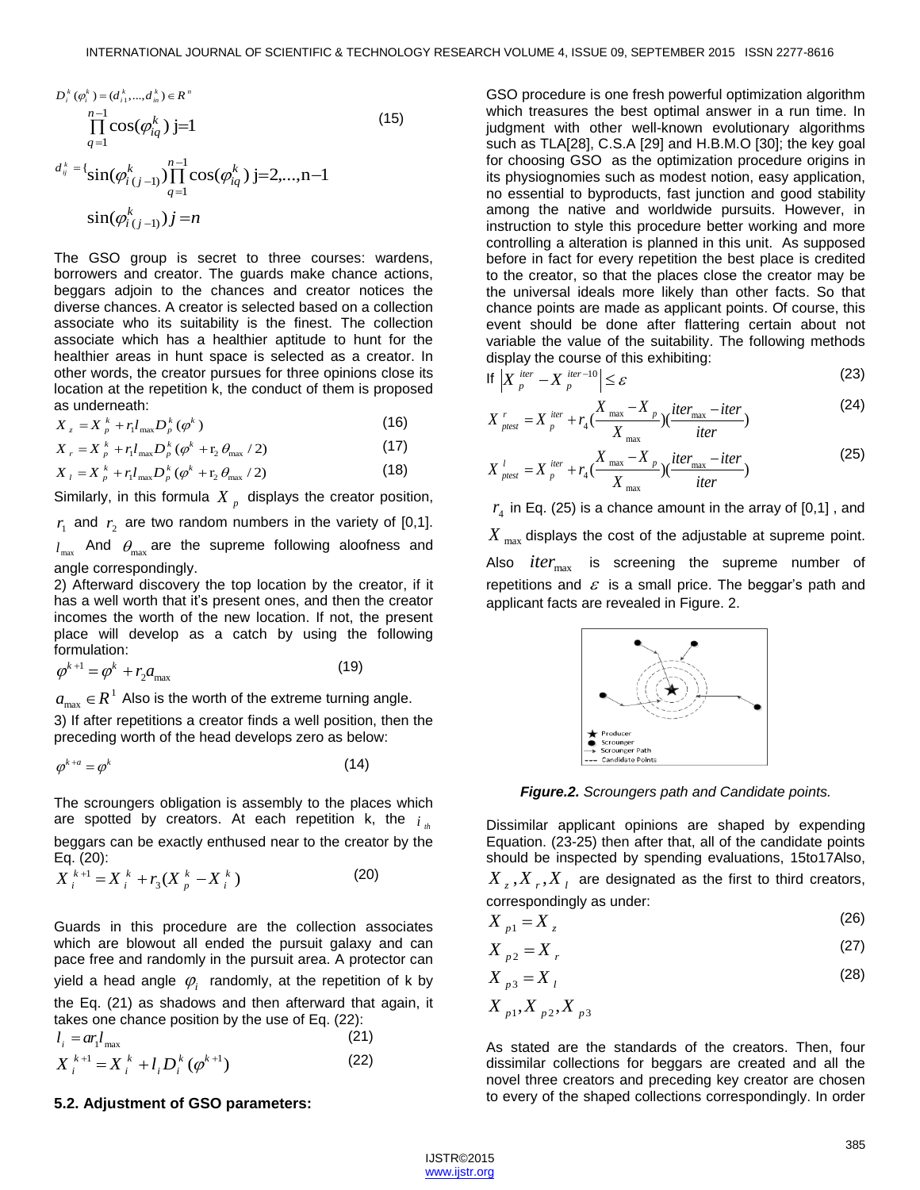$$D_{i}^{k}(\varphi_i^k) = (d_{i1}^k, ..., d_{in}^k) \in R^n$$

$$d_{ij}^{k} = \begin{cases} \prod_{q=1}^{n-1} \cos(\varphi_{iq}^{k}) & j=1 \\ \sin(\varphi_{i(j-1)}^{k}) \prod_{q=1}^{n-1} \cos(\varphi_{iq}^{k}) & j=2,...,n-1 \\ \sin(\varphi_{i(j-1)}^{k}) & j=n \end{cases} \tag{15}$$

The GSO group is secret to three courses: wardens, borrowers and creator. The guards make chance actions, beggars adjoin to the chances and creator notices the diverse chances. A creator is selected based on a collection associate who its suitability is the finest. The collection associate which has a healthier aptitude to hunt for the healthier areas in hunt space is selected as a creator. In other words, the creator pursues for three opinions close its location at the repetition k, the conduct of them is proposed as underneath:

$$X_z = X_p^k + r_1 l_{max} D_p^k(\varphi^k) \tag{16}$$

$$X_r = X_p^k + r_1 l_{max} D_p^k(\varphi^k + r_2 \theta_{max}/2) \tag{17}$$

$$X_l = X_p^k + r_1 l_{max} D_p^k(\varphi^k + r_2 \theta_{max}/2) \tag{18}$$

Similarly, in this formula $X_p$ displays the creator position, $r_1$ and $r_2$ are two random numbers in the variety of [0,1]. $l_{max}$ And $\theta_{max}$ are the supreme following aloofness and angle correspondingly.

2) Afterward discovery the top location by the creator, if it has a well worth that it's present ones, and then the creator incomes the worth of the new location. If not, the present place will develop as a catch by using the following formulation:

$$\varphi^{k+1} = \varphi^k + r_2 a_{max} \tag{19}$$

$a_{max} \in R^1$ Also is the worth of the extreme turning angle.

3) If after repetitions a creator finds a well position, then the preceding worth of the head develops zero as below:

$$\varphi^{k+a} = \varphi^k \tag{14}$$

The scroungers obligation is assembly to the places which are spotted by creators. At each repetition k, the $i_{th}$ beggars can be exactly enthused near to the creator by the Eq. (20):

$$X_i^{k+1} = X_i^k + r_3(X_p^k - X_i^k) \tag{20}$$

Guards in this procedure are the collection associates which are blowout all ended the pursuit galaxy and can pace free and randomly in the pursuit area. A protector can yield a head angle $\varphi_i$ randomly, at the repetition of k by the Eq. (21) as shadows and then afterward that again, it takes one chance position by the use of Eq. (22):

$$l_i = a r_1 l_{max} \tag{21}$$

$$X_i^{k+1} = X_i^k + l_i D_i^k(\varphi^{k+1}) \tag{22}$$

### 5.2. Adjustment of GSO parameters:

GSO procedure is one fresh powerful optimization algorithm which treasures the best optimal answer in a run time. In judgment with other well-known evolutionary algorithms such as TLA[28], C.S.A [29] and H.B.M.O [30]; the key goal for choosing GSO as the optimization procedure origins in its physiognomies such as modest notion, easy application, no essential to byproducts, fast junction and good stability among the native and worldwide pursuits. However, in instruction to style this procedure better working and more controlling a alteration is planned in this unit. As supposed before in fact for every repetition the best place is credited to the creator, so that the places close the creator may be the universal ideals more likely than other facts. So that chance points are made as applicant points. Of course, this event should be done after flattering certain about not variable the value of the suitability. The following methods display the course of this exhibiting:

$$\text{If } \left| X_p^{iter} - X_p^{iter-10} \right| \le \varepsilon \tag{23}$$

$$X_{ptest}^{r} = X_p^{iter} + r_4 \left(\frac{X_{max} - X_p}{X_{max}}\right)\left(\frac{iter_{max} - iter}{iter}\right) \tag{24}$$

$$X_{ptest}^{l} = X_p^{iter} + r_4 \left(\frac{X_{max} - X_p}{X_{max}}\right)\left(\frac{iter_{max} - iter}{iter}\right) \tag{25}$$

$r_4$ in Eq. (25) is a chance amount in the array of [0,1] , and $X_{max}$ displays the cost of the adjustable at supreme point. Also $iter_{max}$ is screening the supreme number of repetitions and $\varepsilon$ is a small price. The beggar's path and applicant facts are revealed in Figure. 2.

***Figure.2.*** *Scroungers path and Candidate points.*

Dissimilar applicant opinions are shaped by expending Equation. (23-25) then after that, all of the candidate points should be inspected by spending evaluations, 15to17Also, $X_z, X_r, X_l$ are designated as the first to third creators, correspondingly as under:

$$X_{p1} = X_z \tag{26}$$

$$X_{p2} = X_r \tag{27}$$

$$X_{p3} = X_l \tag{28}$$

$X_{p1}, X_{p2}, X_{p3}$

As stated are the standards of the creators. Then, four dissimilar collections for beggars are created and all the novel three creators and preceding key creator are chosen to every of the shaped collections correspondingly. In order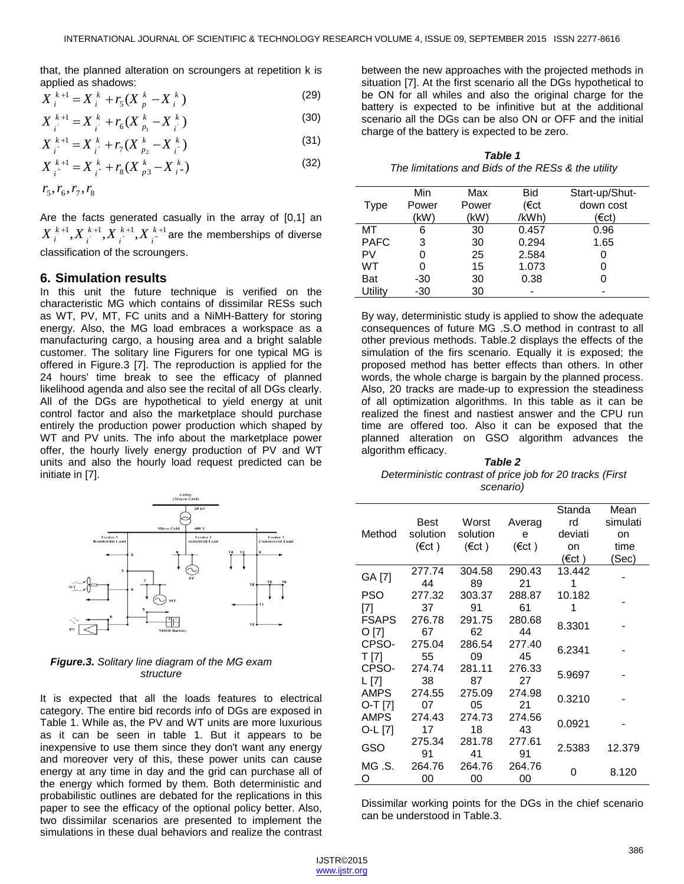that, the planned alteration on scroungers at repetition k is applied as shadows:

$$X_i^{k+1} = X_i^k + r_5(X_p^k - X_i^k) \tag{29}$$

$$X_{i'}^{k+1} = X_{i'}^k + r_6(X_{p_1}^k - X_{i'}^k) \tag{30}$$

$$X_{i''}^{k+1} = X_{i''}^k + r_7(X_{p_2}^k - X_{i''}^k) \tag{31}$$

$$X_{i'''}^{k+1} = X_{i'''}^k + r_8(X_{p3}^k - X_{i'''}^k) \tag{32}$$

$r_5, r_6, r_7, r_8$

Are the facts generated casually in the array of [0,1] an $X_i^{k+1}, X_{i'}^{k+1}, X_{i''}^{k+1}, X_{i'''}^{k+1}$ are the memberships of diverse classification of the scroungers.

## 6. Simulation results

In this unit the future technique is verified on the characteristic MG which contains of dissimilar RESs such as WT, PV, MT, FC units and a NiMH-Battery for storing energy. Also, the MG load embraces a workspace as a manufacturing cargo, a housing area and a bright salable customer. The solitary line Figurers for one typical MG is offered in Figure.3 [7]. The reproduction is applied for the 24 hours' time break to see the efficacy of planned likelihood agenda and also see the recital of all DGs clearly. All of the DGs are hypothetical to yield energy at unit control factor and also the marketplace should purchase entirely the production power production which shaped by WT and PV units. The info about the marketplace power offer, the hourly lively energy production of PV and WT units and also the hourly load request predicted can be initiate in [7].

*Figure.3. Solitary line diagram of the MG exam structure*

It is expected that all the loads features to electrical category. The entire bid records info of DGs are exposed in Table 1. While as, the PV and WT units are more luxurious as it can be seen in table 1. But it appears to be inexpensive to use them since they don't want any energy and moreover very of this, these power units can cause energy at any time in day and the grid can purchase all of the energy which formed by them. Both deterministic and probabilistic outlines are debated for the replications in this paper to see the efficacy of the optional policy better. Also, two dissimilar scenarios are presented to implement the simulations in these dual behaviors and realize the contrast between the new approaches with the projected methods in situation [7]. At the first scenario all the DGs hypothetical to be ON for all whiles and also the original charge for the battery is expected to be infinitive but at the additional scenario all the DGs can be also ON or OFF and the initial charge of the battery is expected to be zero.

***Table 1***
*The limitations and Bids of the RESs & the utility*

| Type | Min Power (kW) | Max Power (kW) | Bid (€ct /kWh) | Start-up/Shut-down cost (€ct) |
|---|---|---|---|---|
| MT | 6 | 30 | 0.457 | 0.96 |
| PAFC | 3 | 30 | 0.294 | 1.65 |
| PV | 0 | 25 | 2.584 | 0 |
| WT | 0 | 15 | 1.073 | 0 |
| Bat | -30 | 30 | 0.38 | 0 |
| Utility | -30 | 30 | - | - |

By way, deterministic study is applied to show the adequate consequences of future MG .S.O method in contrast to all other previous methods. Table.2 displays the effects of the simulation of the firs scenario. Equally it is exposed; the proposed method has better effects than others. In other words, the whole charge is bargain by the planned process. Also, 20 tracks are made-up to expression the steadiness of all optimization algorithms. In this table as it can be realized the finest and nastiest answer and the CPU run time are offered too. Also it can be exposed that the planned alteration on GSO algorithm advances the algorithm efficacy.

***Table 2***
*Deterministic contrast of price job for 20 tracks (First scenario)*

| Method | Best solution (€ct ) | Worst solution (€ct ) | Average (€ct ) | Standard deviation (€ct ) | Mean simulation time (Sec) |
|---|---|---|---|---|---|
| GA [7] | 277.7444 | 304.5889 | 290.4321 | 13.4421 | - |
| PSO [7] | 277.3237 | 303.3791 | 288.8761 | 10.1821 | - |
| FSAPSO [7] | 276.7867 | 291.7562 | 280.6844 | 8.3301 | - |
| CPSO-T [7] | 275.0455 | 286.5409 | 277.4045 | 6.2341 | - |
| CPSO-L [7] | 274.7438 | 281.1187 | 276.3327 | 5.9697 | - |
| AMPSO-T [7] | 274.5507 | 275.0905 | 274.9821 | 0.3210 | - |
| AMPSO-L [7] | 274.4317 | 274.7318 | 274.5643 | 0.0921 | - |
| GSO | 275.3491 | 281.7841 | 277.6191 | 2.5383 | 12.379 |
| MG .S.O | 264.7600 | 264.7600 | 264.7600 | 0 | 8.120 |

Dissimilar working points for the DGs in the chief scenario can be understood in Table.3.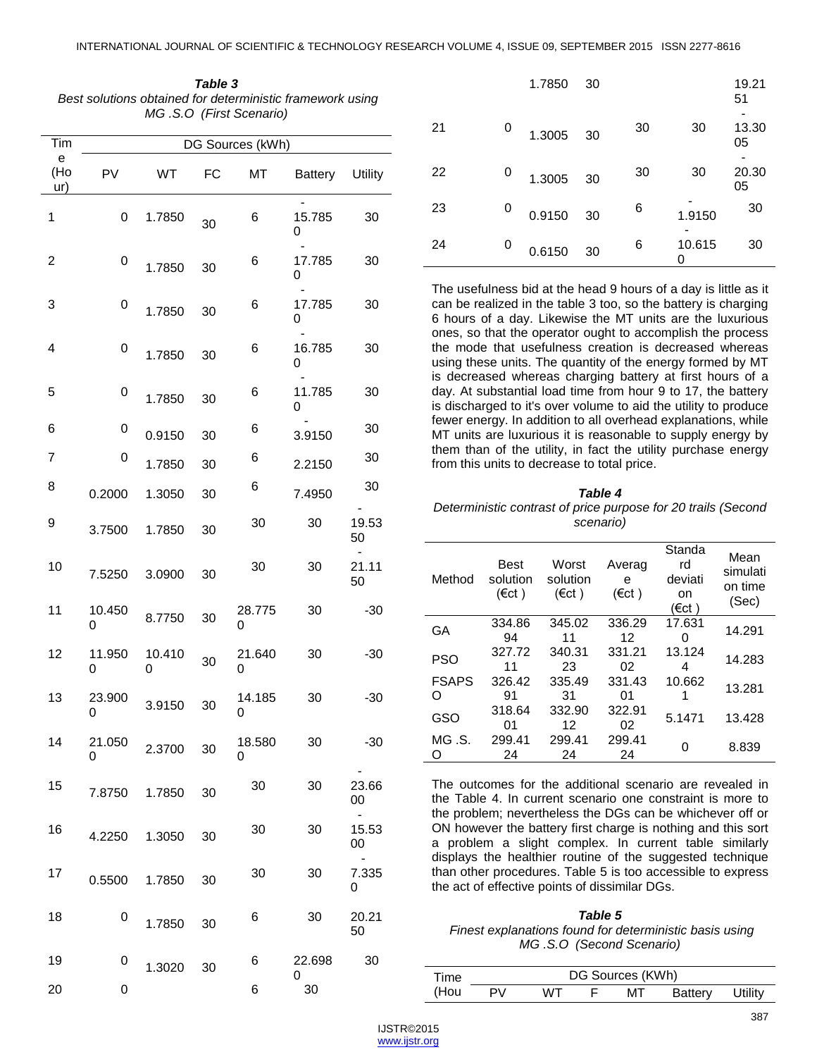**Table 3**
*Best solutions obtained for deterministic framework using MG .S.O (First Scenario)*

| Time (Hour) | DG Sources (kWh) | | | | | |
|---|---|---|---|---|---|---|
| | PV | WT | FC | MT | Battery | Utility |
| 1 | 0 | 1.7850 | 30 | 6 | -15.7850 | 30 |
| 2 | 0 | 1.7850 | 30 | 6 | -17.7850 | 30 |
| 3 | 0 | 1.7850 | 30 | 6 | -17.7850 | 30 |
| 4 | 0 | 1.7850 | 30 | 6 | -16.7850 | 30 |
| 5 | 0 | 1.7850 | 30 | 6 | -11.7850 | 30 |
| 6 | 0 | 0.9150 | 30 | 6 | -3.9150 | 30 |
| 7 | 0 | 1.7850 | 30 | 6 | 2.2150 | 30 |
| 8 | 0.2000 | 1.3050 | 30 | 6 | 7.4950 | 30 |
| 9 | 3.7500 | 1.7850 | 30 | 30 | 30 | -19.5350 |
| 10 | 7.5250 | 3.0900 | 30 | 30 | 30 | -21.1150 |
| 11 | 10.4500 | 8.7750 | 30 | 28.7750 | 30 | -30 |
| 12 | 11.9500 | 10.4100 | 30 | 21.6400 | 30 | -30 |
| 13 | 23.9000 | 3.9150 | 30 | 14.1850 | 30 | -30 |
| 14 | 21.0500 | 2.3700 | 30 | 18.5800 | 30 | -30 |
| 15 | 7.8750 | 1.7850 | 30 | 30 | 30 | -23.6600 |
| 16 | 4.2250 | 1.3050 | 30 | 30 | 30 | -15.5300 |
| 17 | 0.5500 | 1.7850 | 30 | 30 | 30 | -7.3350 |
| 18 | 0 | 1.7850 | 30 | 6 | 30 | 20.2150 |
| 19 | 0 | 1.3020 | 30 | 6 | 22.6980 | 30 |
| 20 | 0 | 1.7850 | 30 | 6 | 30 | 19.2151 |
| 21 | 0 | 1.3005 | 30 | 30 | 30 | -13.3005 |
| 22 | 0 | 1.3005 | 30 | 30 | 30 | -20.3005 |
| 23 | 0 | 0.9150 | 30 | 6 | -1.9150 | 30 |
| 24 | 0 | 0.6150 | 30 | 6 | -10.6150 | 30 |

The usefulness bid at the head 9 hours of a day is little as it can be realized in the table 3 too, so the battery is charging 6 hours of a day. Likewise the MT units are the luxurious ones, so that the operator ought to accomplish the process the mode that usefulness creation is decreased whereas using these units. The quantity of the energy formed by MT is decreased whereas charging battery at first hours of a day. At substantial load time from hour 9 to 17, the battery is discharged to it's over volume to aid the utility to produce fewer energy. In addition to all overhead explanations, while MT units are luxurious it is reasonable to supply energy by them than of the utility, in fact the utility purchase energy from this units to decrease to total price.

**Table 4**
*Deterministic contrast of price purpose for 20 trails (Second scenario)*

| Method | Best solution (€ct ) | Worst solution (€ct ) | Average (€ct ) | Standard deviation (€ct ) | Mean simulation time (Sec) |
|---|---|---|---|---|---|
| GA | 334.8694 | 345.0211 | 336.2912 | 17.6310 | 14.291 |
| PSO | 327.7211 | 340.3123 | 331.2102 | 13.1244 | 14.283 |
| FSAPSO | 326.4291 | 335.4931 | 331.4301 | 10.6621 | 13.281 |
| GSO | 318.6401 | 332.9012 | 322.9102 | 5.1471 | 13.428 |
| MG .S.O | 299.4124 | 299.4124 | 299.4124 | 0 | 8.839 |

The outcomes for the additional scenario are revealed in the Table 4. In current scenario one constraint is more to the problem; nevertheless the DGs can be whichever off or ON however the battery first charge is nothing and this sort a problem a slight complex. In current table similarly displays the healthier routine of the suggested technique than other procedures. Table 5 is too accessible to express the act of effective points of dissimilar DGs.

**Table 5**
*Finest explanations found for deterministic basis using MG .S.O (Second Scenario)*

| Time (Hou | DG Sources (KWh) | | | | | |
|---|---|---|---|---|---|---|
| | PV | WT | F | MT | Battery | Utility |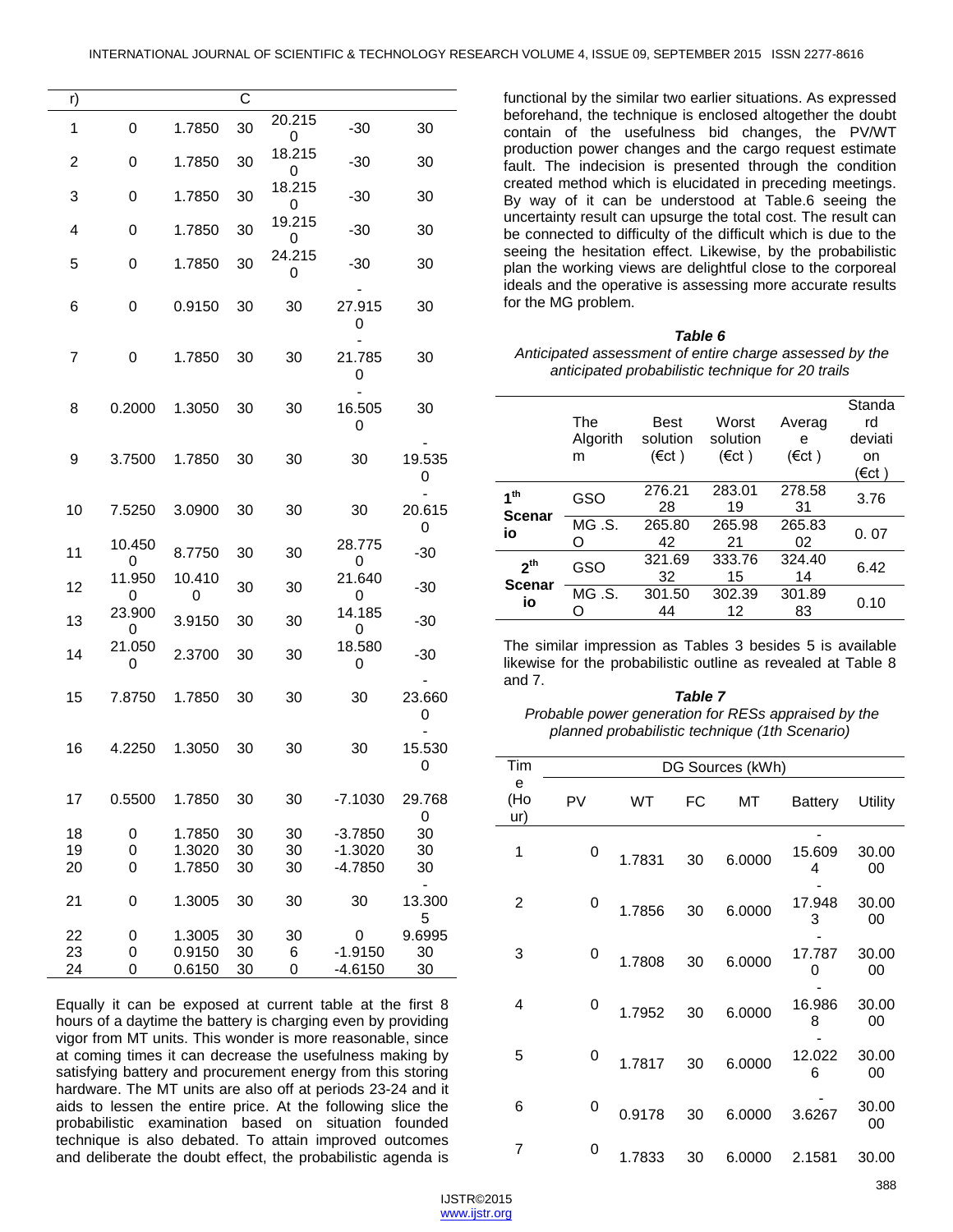| r) | | | C | | | |
|---|---|---|---|---|---|---|
| 1 | 0 | 1.7850 | 30 | 20.2150 | -30 | 30 |
| 2 | 0 | 1.7850 | 30 | 18.2150 | -30 | 30 |
| 3 | 0 | 1.7850 | 30 | 18.2150 | -30 | 30 |
| 4 | 0 | 1.7850 | 30 | 19.2150 | -30 | 30 |
| 5 | 0 | 1.7850 | 30 | 24.2150 | -30 | 30 |
| 6 | 0 | 0.9150 | 30 | 30 | -27.9150 | 30 |
| 7 | 0 | 1.7850 | 30 | 30 | -21.7850 | 30 |
| 8 | 0.2000 | 1.3050 | 30 | 30 | -16.5050 | 30 |
| 9 | 3.7500 | 1.7850 | 30 | 30 | 30 | -19.5350 |
| 10 | 7.5250 | 3.0900 | 30 | 30 | 30 | -20.6150 |
| 11 | 10.4500 | 8.7750 | 30 | 30 | 28.7750 | -30 |
| 12 | 11.9500 | 10.4100 | 30 | 30 | 21.6400 | -30 |
| 13 | 23.9000 | 3.9150 | 30 | 30 | 14.1850 | -30 |
| 14 | 21.0500 | 2.3700 | 30 | 30 | 18.5800 | -30 |
| 15 | 7.8750 | 1.7850 | 30 | 30 | 30 | -23.6600 |
| 16 | 4.2250 | 1.3050 | 30 | 30 | 30 | -15.5300 |
| 17 | 0.5500 | 1.7850 | 30 | 30 | -7.1030 | 29.7680 |
| 18 | 0 | 1.7850 | 30 | 30 | -3.7850 | 30 |
| 19 | 0 | 1.3020 | 30 | 30 | -1.3020 | 30 |
| 20 | 0 | 1.7850 | 30 | 30 | -4.7850 | 30 |
| 21 | 0 | 1.3005 | 30 | 30 | 30 | -13.3005 |
| 22 | 0 | 1.3005 | 30 | 30 | 0 | 9.6995 |
| 23 | 0 | 0.9150 | 30 | 6 | -1.9150 | 30 |
| 24 | 0 | 0.6150 | 30 | 0 | -4.6150 | 30 |

Equally it can be exposed at current table at the first 8 hours of a daytime the battery is charging even by providing vigor from MT units. This wonder is more reasonable, since at coming times it can decrease the usefulness making by satisfying battery and procurement energy from this storing hardware. The MT units are also off at periods 23-24 and it aids to lessen the entire price. At the following slice the probabilistic examination based on situation founded technique is also debated. To attain improved outcomes and deliberate the doubt effect, the probabilistic agenda is functional by the similar two earlier situations. As expressed beforehand, the technique is enclosed altogether the doubt contain of the usefulness bid changes, the PV/WT production power changes and the cargo request estimate fault. The indecision is presented through the condition created method which is elucidated in preceding meetings. By way of it can be understood at Table.6 seeing the uncertainty result can upsurge the total cost. The result can be connected to difficulty of the difficult which is due to the seeing the hesitation effect. Likewise, by the probabilistic plan the working views are delightful close to the corporeal ideals and the operative is assessing more accurate results for the MG problem.

***Table 6***

*Anticipated assessment of entire charge assessed by the anticipated probabilistic technique for 20 trails*

| | The Algorithm | Best solution (€ct ) | Worst solution (€ct ) | Average (€ct ) | Standard deviation (€ct ) |
|---|---|---|---|---|---|
| **1th Scenario** | GSO | 276.2128 | 283.0119 | 278.5831 | 3.76 |
| | MG .S.O | 265.8042 | 265.9821 | 265.8302 | 0. 07 |
| **2th Scenario** | GSO | 321.6932 | 333.7615 | 324.4014 | 6.42 |
| | MG .S.O | 301.5044 | 302.3912 | 301.8983 | 0.10 |

The similar impression as Tables 3 besides 5 is available likewise for the probabilistic outline as revealed at Table 8 and 7.

***Table 7***

*Probable power generation for RESs appraised by the planned probabilistic technique (1th Scenario)*

| Time (Hour) | DG Sources (kWh) | | | | | |
|---|---|---|---|---|---|---|
| | PV | WT | FC | MT | Battery | Utility |
| 1 | 0 | 1.7831 | 30 | 6.0000 | -15.6094 | 30.0000 |
| 2 | 0 | 1.7856 | 30 | 6.0000 | -17.9483 | 30.0000 |
| 3 | 0 | 1.7808 | 30 | 6.0000 | -17.7870 | 30.0000 |
| 4 | 0 | 1.7952 | 30 | 6.0000 | -16.9868 | 30.0000 |
| 5 | 0 | 1.7817 | 30 | 6.0000 | -12.0226 | 30.0000 |
| 6 | 0 | 0.9178 | 30 | 6.0000 | -3.6267 | 30.0000 |
| 7 | 0 | 1.7833 | 30 | 6.0000 | 2.1581 | 30.00 |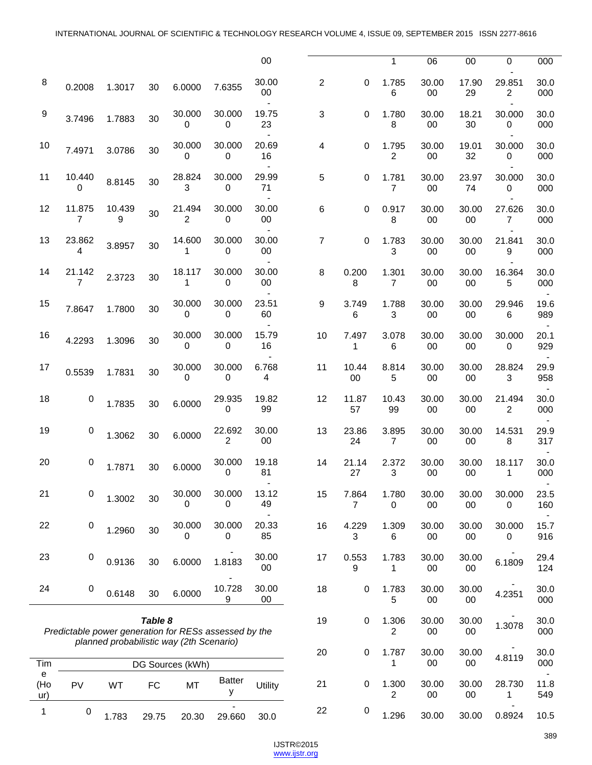| | | | | | | 00 |
|---|---|---|---|---|---|---|
| 8 | 0.2008 | 1.3017 | 30 | 6.0000 | 7.6355 | 30.0000 |
| 9 | 3.7496 | 1.7883 | 30 | 30.0000 | 30.0000 | -19.7523 |
| 10 | 7.4971 | 3.0786 | 30 | 30.0000 | 30.0000 | -20.6916 |
| 11 | 10.4400 | 8.8145 | 30 | 28.8243 | 30.0000 | -29.9971 |
| 12 | 11.8757 | 10.4399 | 30 | 21.4942 | 30.0000 | -30.0000 |
| 13 | 23.8624 | 3.8957 | 30 | 14.6001 | 30.0000 | -30.0000 |
| 14 | 21.1427 | 2.3723 | 30 | 18.1171 | 30.0000 | -30.0000 |
| 15 | 7.8647 | 1.7800 | 30 | 30.0000 | 30.0000 | -23.5160 |
| 16 | 4.2293 | 1.3096 | 30 | 30.0000 | 30.0000 | -15.7916 |
| 17 | 0.5539 | 1.7831 | 30 | 30.0000 | 30.0000 | -6.7684 |
| 18 | 0 | 1.7835 | 30 | 6.0000 | 29.9350 | 19.8299 |
| 19 | 0 | 1.3062 | 30 | 6.0000 | 22.6922 | 30.0000 |
| 20 | 0 | 1.7871 | 30 | 6.0000 | 30.0000 | 19.1881 |
| 21 | 0 | 1.3002 | 30 | 30.0000 | 30.0000 | -13.1249 |
| 22 | 0 | 1.2960 | 30 | 30.0000 | 30.0000 | -20.3385 |
| 23 | 0 | 0.9136 | 30 | 6.0000 | -1.8183 | 30.0000 |
| 24 | 0 | 0.6148 | 30 | 6.0000 | -10.7289 | 30.0000 |

**Table 8**
*Predictable power generation for RESs assessed by the planned probabilistic way (2th Scenario)*

| Time (Hour) | DG Sources (kWh) | | | | | |
|---|---|---|---|---|---|---|
| | PV | WT | FC | MT | Battery | Utility |
| 1 | 0 | 1.7831 | 29.7506 | 20.3000 | -29.6600 | 30.0000 |
| 2 | 0 | 1.7856 | 30.0000 | 17.9029 | -29.8512 | 30.0000 |
| 3 | 0 | 1.7808 | 30.0000 | 18.2130 | -30.0000 | 30.0000 |
| 4 | 0 | 1.7952 | 30.0000 | 19.0132 | -30.0000 | 30.0000 |
| 5 | 0 | 1.7817 | 30.0000 | 23.9774 | -30.0000 | 30.0000 |
| 6 | 0 | 0.9178 | 30.0000 | 30.0000 | -27.6267 | 30.0000 |
| 7 | 0 | 1.7833 | 30.0000 | 30.0000 | -21.8419 | 30.0000 |
| 8 | 0.2008 | 1.3017 | 30.0000 | 30.0000 | -16.3645 | 30.0000 |
| 9 | 3.7496 | 1.7883 | 30.0000 | 30.0000 | 29.9466 | -19.6989 |
| 10 | 7.4971 | 3.0786 | 30.0000 | 30.0000 | 30.0000 | -20.1929 |
| 11 | 10.4400 | 8.8145 | 30.0000 | 30.0000 | 28.8243 | -29.9958 |
| 12 | 11.8757 | 10.4399 | 30.0000 | 30.0000 | 21.4942 | -30.0000 |
| 13 | 23.8624 | 3.8957 | 30.0000 | 30.0000 | 14.5318 | -29.9317 |
| 14 | 21.1427 | 2.3723 | 30.0000 | 30.0000 | 18.1171 | -30.0000 |
| 15 | 7.8647 | 1.7800 | 30.0000 | 30.0000 | 30.0000 | -23.5160 |
| 16 | 4.2293 | 1.3096 | 30.0000 | 30.0000 | 30.0000 | -15.7916 |
| 17 | 0.5539 | 1.7831 | 30.0000 | 30.0000 | -6.1809 | 29.4124 |
| 18 | 0 | 1.7835 | 30.0000 | 30.0000 | -4.2351 | 30.0000 |
| 19 | 0 | 1.3062 | 30.0000 | 30.0000 | -1.3078 | 30.0000 |
| 20 | 0 | 1.7871 | 30.0000 | 30.0000 | -4.8119 | 30.0000 |
| 21 | 0 | 1.3002 | 30.0000 | 30.0000 | 28.7301 | -11.8549 |
| 22 | 0 | 1.296 | 30.00 | 30.00 | -0.8924 | 10.5 |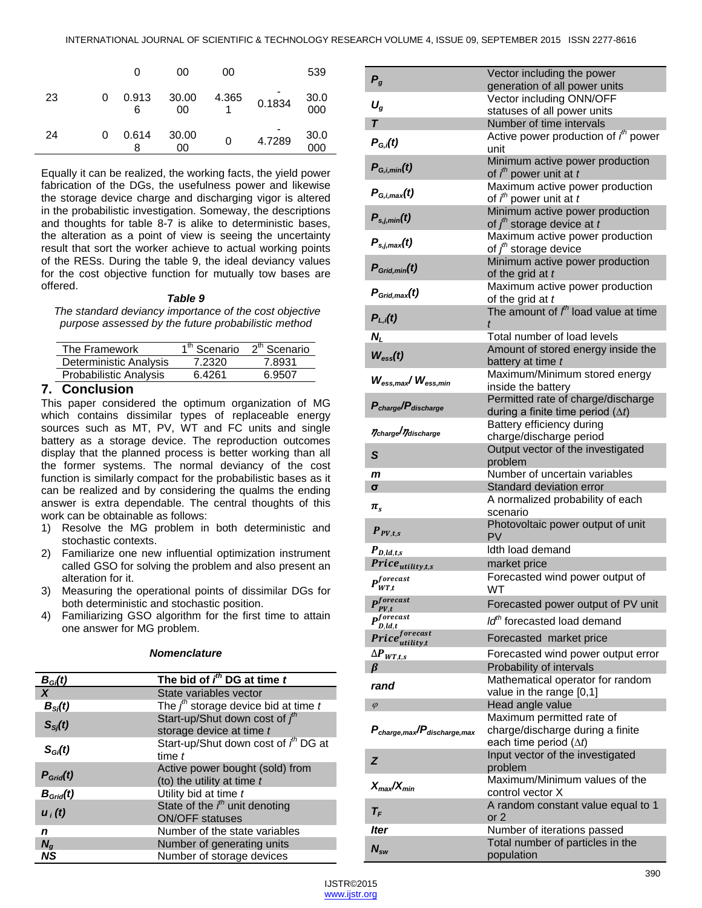| | | | | | | |
|---|---|---|---|---|---|---|
| | | 0 | 00 | 00 | | 539 |
| 23 | 0 | 0.913 6 | 30.00 00 | 4.365 1 | -0.1834 | 30.0 000 |
| 24 | 0 | 0.614 8 | 30.00 00 | 0 | -4.7289 | 30.0 000 |

Equally it can be realized, the working facts, the yield power fabrication of the DGs, the usefulness power and likewise the storage device charge and discharging vigor is altered in the probabilistic investigation. Someway, the descriptions and thoughts for table 8-7 is alike to deterministic bases, the alteration as a point of view is seeing the uncertainty result that sort the worker achieve to actual working points of the RESs. During the table 9, the ideal deviancy values for the cost objective function for mutually tow bases are offered.

***Table 9***

*The standard deviancy importance of the cost objective purpose assessed by the future probabilistic method*

| The Framework | 1[th] Scenario | 2[th] Scenario |
|---|---|---|
| Deterministic Analysis | 7.2320 | 7.8931 |
| Probabilistic Analysis | 6.4261 | 6.9507 |

## 7. Conclusion

This paper considered the optimum organization of MG which contains dissimilar types of replaceable energy sources such as MT, PV, WT and FC units and single battery as a storage device. The reproduction outcomes display that the planned process is better working than all the former systems. The normal deviancy of the cost function is similarly compact for the probabilistic bases as it can be realized and by considering the qualms the ending answer is extra dependable. The central thoughts of this work can be obtainable as follows:

1) Resolve the MG problem in both deterministic and stochastic contexts.
2) Familiarize one new influential optimization instrument called GSO for solving the problem and also present an alteration for it.
3) Measuring the operational points of dissimilar DGs for both deterministic and stochastic position.
4) Familiarizing GSO algorithm for the first time to attain one answer for MG problem.

### *Nomenclature*

| | |
|---|---|
| $B_{Gi}(t)$ | **The bid of $i^{th}$ DG at time $t$** |
| $X$ | State variables vector |
| $B_{Si}(t)$ | The $j^{th}$ storage device bid at time $t$ |
| $S_{Sj}(t)$ | Start-up/Shut down cost of $j^{th}$ storage device at time $t$ |
| $S_{Gi}(t)$ | Start-up/Shut down cost of $i^{th}$ DG at time $t$ |
| $P_{Grid}(t)$ | Active power bought (sold) from (to) the utility at time $t$ |
| $B_{Grid}(t)$ | Utility bid at time $t$ |
| $u_i(t)$ | State of the $i^{th}$ unit denoting ON/OFF statuses |
| $n$ | Number of the state variables |
| $N_g$ | Number of generating units |
| $NS$ | Number of storage devices |
| $P_g$ | Vector including the power generation of all power units |
| $U_g$ | Vector including ONN/OFF statuses of all power units |
| $T$ | Number of time intervals |
| $P_{G,i}(t)$ | Active power production of $i^{th}$ power unit |
| $P_{G,i,min}(t)$ | Minimum active power production of $i^{th}$ power unit at $t$ |
| $P_{G,i,max}(t)$ | Maximum active power production of $i^{th}$ power unit at $t$ |
| $P_{s,j,min}(t)$ | Minimum active power production of $j^{th}$ storage device at $t$ |
| $P_{s,j,max}(t)$ | Maximum active power production of $j^{th}$ storage device |
| $P_{Grid,min}(t)$ | Minimum active power production of the grid at $t$ |
| $P_{Grid,max}(t)$ | Maximum active power production of the grid at $t$ |
| $P_{L,i}(t)$ | The amount of $l^{th}$ load value at time $t$ |
| $N_L$ | Total number of load levels |
| $W_{ess}(t)$ | Amount of stored energy inside the battery at time $t$ |
| $W_{ess,max}$/ $W_{ess,min}$ | Maximum/Minimum stored energy inside the battery |
| $P_{charge}$/$P_{discharge}$ | Permitted rate of charge/discharge during a finite time period ($\Delta t$) |
| $\eta_{charge}$/$\eta_{discharge}$ | Battery efficiency during charge/discharge period |
| $S$ | Output vector of the investigated problem |
| $m$ | Number of uncertain variables |
| $\sigma$ | Standard deviation error |
| $\pi_s$ | A normalized probability of each scenario |
| $P_{PV,t,s}$ | Photovoltaic power output of unit PV |
| $P_{D,ld,t,s}$ | ldth load demand |
| $Price_{utility,t,s}$ | market price |
| $P_{WT,t}^{forecast}$ | Forecasted wind power output of WT |
| $P_{PV,t}^{forecast}$ | Forecasted power output of PV unit |
| $P_{D,ld,t}^{forecast}$ | $ld^{th}$ forecasted load demand |
| $Price_{utility,t}^{forecast}$ | Forecasted market price |
| $\Delta P_{WT,t,s}$ | Forecasted wind power output error |
| $\beta$ | Probability of intervals |
| $rand$ | Mathematical operator for random value in the range [0,1] |
| $\varphi$ | Head angle value |
| $P_{charge,max}$/$P_{discharge,max}$ | Maximum permitted rate of charge/discharge during a finite each time period ($\Delta t$) |
| $Z$ | Input vector of the investigated problem |
| $X_{max}$/$X_{min}$ | Maximum/Minimum values of the control vector X |
| $T_F$ | A random constant value equal to 1 or 2 |
| $Iter$ | Number of iterations passed |
| $N_{sw}$ | Total number of particles in the population |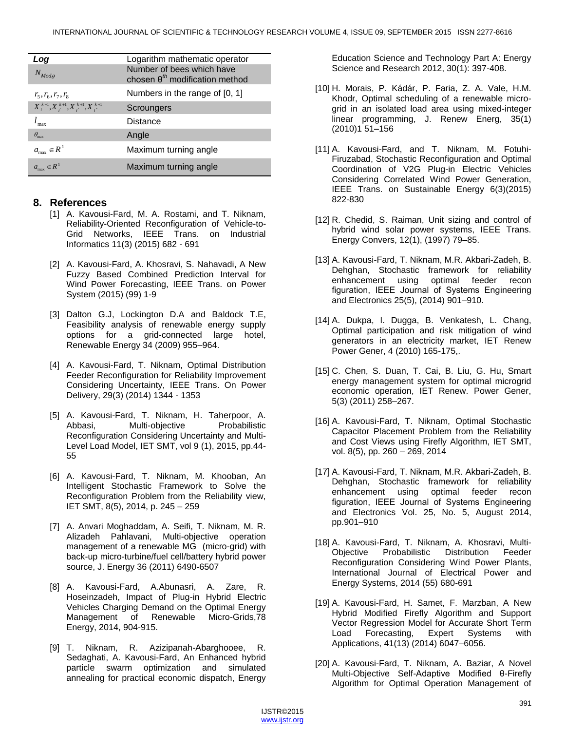| *Log* | Logarithm mathematic operator |
|---|---|
| $N_{Mod\theta}$ | Number of bees which have chosen $\theta^{th}$ modification method |
| $r_5, r_6, r_7, r_8$ | Numbers in the range of [0, 1] |
| $X_i^{k+1}, X_{i'}^{k+1}, X_{i''}^{k+1}, X_{i'''}^{k+1}$ | Scroungers |
| $l_{max}$ | Distance |
| $\theta_{max}$ | Angle |
| $a_{max} \in R^1$ | Maximum turning angle |
| $a_{max} \in R^1$ | Maximum turning angle |

## 8. References

[1] A. Kavousi-Fard, M. A. Rostami, and T. Niknam, Reliability-Oriented Reconfiguration of Vehicle-to-Grid Networks, IEEE Trans. on Industrial Informatics 11(3) (2015) 682 - 691

[2] A. Kavousi-Fard, A. Khosravi, S. Nahavadi, A New Fuzzy Based Combined Prediction Interval for Wind Power Forecasting, IEEE Trans. on Power System (2015) (99) 1-9

[3] Dalton G.J, Lockington D.A and Baldock T.E, Feasibility analysis of renewable energy supply options for a grid-connected large hotel, Renewable Energy 34 (2009) 955–964.

[4] A. Kavousi-Fard, T. Niknam, Optimal Distribution Feeder Reconfiguration for Reliability Improvement Considering Uncertainty, IEEE Trans. On Power Delivery, 29(3) (2014) 1344 - 1353

[5] A. Kavousi-Fard, T. Niknam, H. Taherpoor, A. Abbasi, Multi-objective Probabilistic Reconfiguration Considering Uncertainty and Multi-Level Load Model, IET SMT, vol 9 (1), 2015, pp.44-55

[6] A. Kavousi-Fard, T. Niknam, M. Khooban, An Intelligent Stochastic Framework to Solve the Reconfiguration Problem from the Reliability view, IET SMT, 8(5), 2014, p. 245 – 259

[7] A. Anvari Moghaddam, A. Seifi, T. Niknam, M. R. Alizadeh Pahlavani, Multi-objective operation management of a renewable MG (micro-grid) with back-up micro-turbine/fuel cell/battery hybrid power source, J. Energy 36 (2011) 6490-6507

[8] A. Kavousi-Fard, A.Abunasri, A. Zare, R. Hoseinzadeh, Impact of Plug-in Hybrid Electric Vehicles Charging Demand on the Optimal Energy Management of Renewable Micro-Grids,78 Energy, 2014, 904-915.

[9] T. Niknam, R. Azizipanah-Abarghooee, R. Sedaghati, A. Kavousi-Fard, An Enhanced hybrid particle swarm optimization and simulated annealing for practical economic dispatch, Energy Education Science and Technology Part A: Energy Science and Research 2012, 30(1): 397-408.

[10] H. Morais, P. Kádár, P. Faria, Z. A. Vale, H.M. Khodr, Optimal scheduling of a renewable micro-grid in an isolated load area using mixed-integer linear programming, J. Renew Energ, 35(1) (2010)1 51–156

[11] A. Kavousi-Fard, and T. Niknam, M. Fotuhi-Firuzabad, Stochastic Reconfiguration and Optimal Coordination of V2G Plug-in Electric Vehicles Considering Correlated Wind Power Generation, IEEE Trans. on Sustainable Energy 6(3)(2015) 822-830

[12] R. Chedid, S. Raiman, Unit sizing and control of hybrid wind solar power systems, IEEE Trans. Energy Convers, 12(1), (1997) 79–85.

[13] A. Kavousi-Fard, T. Niknam, M.R. Akbari-Zadeh, B. Dehghan, Stochastic framework for reliability enhancement using optimal feeder recon figuration, IEEE Journal of Systems Engineering and Electronics 25(5), (2014) 901–910.

[14] A. Dukpa, I. Dugga, B. Venkatesh, L. Chang, Optimal participation and risk mitigation of wind generators in an electricity market, IET Renew Power Gener, 4 (2010) 165-175,.

[15] C. Chen, S. Duan, T. Cai, B. Liu, G. Hu, Smart energy management system for optimal microgrid economic operation, IET Renew. Power Gener, 5(3) (2011) 258–267.

[16] A. Kavousi-Fard, T. Niknam, Optimal Stochastic Capacitor Placement Problem from the Reliability and Cost Views using Firefly Algorithm, IET SMT, vol. 8(5), pp. 260 – 269, 2014

[17] A. Kavousi-Fard, T. Niknam, M.R. Akbari-Zadeh, B. Dehghan, Stochastic framework for reliability enhancement using optimal feeder recon figuration, IEEE Journal of Systems Engineering and Electronics Vol. 25, No. 5, August 2014, pp.901–910

[18] A. Kavousi-Fard, T. Niknam, A. Khosravi, Multi-Objective Probabilistic Distribution Feeder Reconfiguration Considering Wind Power Plants, International Journal of Electrical Power and Energy Systems, 2014 (55) 680-691

[19] A. Kavousi-Fard, H. Samet, F. Marzban, A New Hybrid Modified Firefly Algorithm and Support Vector Regression Model for Accurate Short Term Load Forecasting, Expert Systems with Applications, 41(13) (2014) 6047–6056.

[20] A. Kavousi-Fard, T. Niknam, A. Baziar, A Novel Multi-Objective Self-Adaptive Modified θ-Firefly Algorithm for Optimal Operation Management of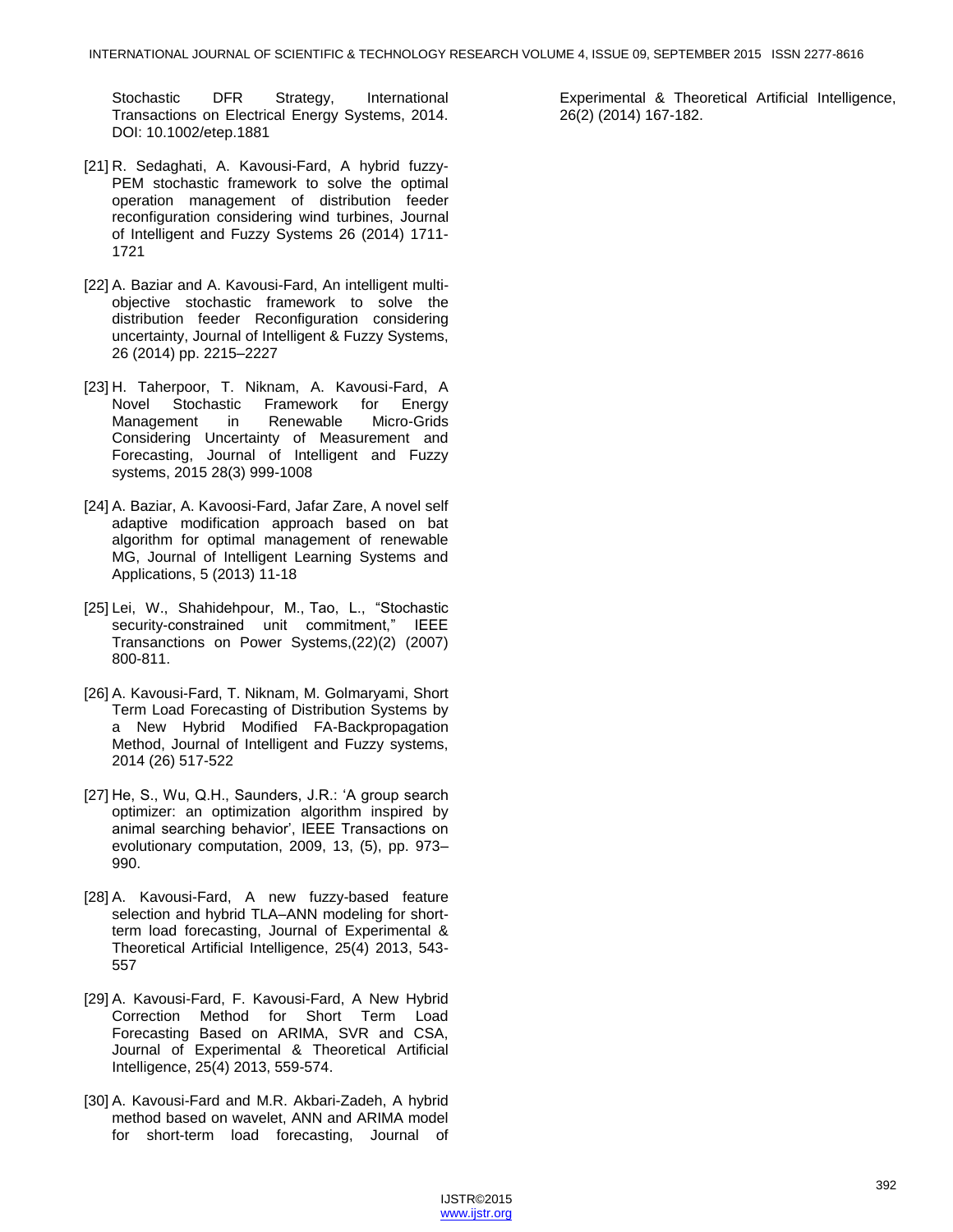Stochastic DFR Strategy, International Transactions on Electrical Energy Systems, 2014. DOI: 10.1002/etep.1881

[21] R. Sedaghati, A. Kavousi-Fard, A hybrid fuzzy-PEM stochastic framework to solve the optimal operation management of distribution feeder reconfiguration considering wind turbines, Journal of Intelligent and Fuzzy Systems 26 (2014) 1711-1721

[22] A. Baziar and A. Kavousi-Fard, An intelligent multi-objective stochastic framework to solve the distribution feeder Reconfiguration considering uncertainty, Journal of Intelligent & Fuzzy Systems, 26 (2014) pp. 2215–2227

[23] H. Taherpoor, T. Niknam, A. Kavousi-Fard, A Novel Stochastic Framework for Energy Management in Renewable Micro-Grids Considering Uncertainty of Measurement and Forecasting, Journal of Intelligent and Fuzzy systems, 2015 28(3) 999-1008

[24] A. Baziar, A. Kavoosi-Fard, Jafar Zare, A novel self adaptive modification approach based on bat algorithm for optimal management of renewable MG, Journal of Intelligent Learning Systems and Applications, 5 (2013) 11-18

[25] Lei, W., Shahidehpour, M., Tao, L., "Stochastic security-constrained unit commitment," IEEE Transanctions on Power Systems,(22)(2) (2007) 800-811.

[26] A. Kavousi-Fard, T. Niknam, M. Golmaryami, Short Term Load Forecasting of Distribution Systems by a New Hybrid Modified FA-Backpropagation Method, Journal of Intelligent and Fuzzy systems, 2014 (26) 517-522

[27] He, S., Wu, Q.H., Saunders, J.R.: 'A group search optimizer: an optimization algorithm inspired by animal searching behavior', IEEE Transactions on evolutionary computation, 2009, 13, (5), pp. 973–990.

[28] A. Kavousi-Fard, A new fuzzy-based feature selection and hybrid TLA–ANN modeling for short-term load forecasting, Journal of Experimental & Theoretical Artificial Intelligence, 25(4) 2013, 543-557

[29] A. Kavousi-Fard, F. Kavousi-Fard, A New Hybrid Correction Method for Short Term Load Forecasting Based on ARIMA, SVR and CSA, Journal of Experimental & Theoretical Artificial Intelligence, 25(4) 2013, 559-574.

[30] A. Kavousi-Fard and M.R. Akbari-Zadeh, A hybrid method based on wavelet, ANN and ARIMA model for short-term load forecasting, Journal of Experimental & Theoretical Artificial Intelligence, 26(2) (2014) 167-182.